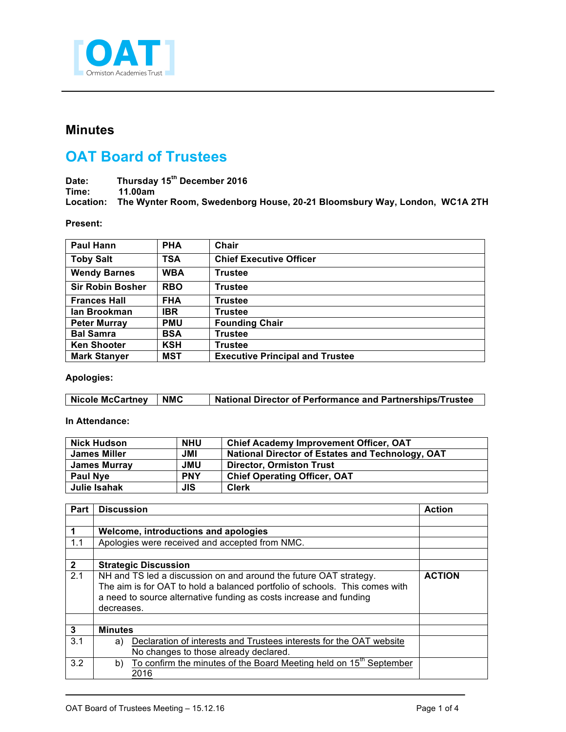# Minutes

## OAT Board of Trustees

**Date:** Thursday 15th December 2016
**Time:** 11.00am
**Location:** The Wynter Room, Swedenborg House, 20-21 Bloomsbury Way, London, WC1A 2TH

**Present:**

| | | |
|---|---|---|
| Paul Hann | PHA | Chair |
| Toby Salt | TSA | Chief Executive Officer |
| Wendy Barnes | WBA | Trustee |
| Sir Robin Bosher | RBO | Trustee |
| Frances Hall | FHA | Trustee |
| Ian Brookman | IBR | Trustee |
| Peter Murray | PMU | Founding Chair |
| Bal Samra | BSA | Trustee |
| Ken Shooter | KSH | Trustee |
| Mark Stanyer | MST | Executive Principal and Trustee |

**Apologies:**

| | | |
|---|---|---|
| Nicole McCartney | NMC | National Director of Performance and Partnerships/Trustee |

**In Attendance:**

| | | |
|---|---|---|
| Nick Hudson | NHU | Chief Academy Improvement Officer, OAT |
| James Miller | JMI | National Director of Estates and Technology, OAT |
| James Murray | JMU | Director, Ormiston Trust |
| Paul Nye | PNY | Chief Operating Officer, OAT |
| Julie Isahak | JIS | Clerk |

| Part | Discussion | Action |
|---|---|---|
| | | |
| **1** | **Welcome, introductions and apologies** | |
| 1.1 | Apologies were received and accepted from NMC. | |
| | | |
| **2** | **Strategic Discussion** | |
| 2.1 | NH and TS led a discussion on and around the future OAT strategy. The aim is for OAT to hold a balanced portfolio of schools. This comes with a need to source alternative funding as costs increase and funding decreases. | **ACTION** |
| | | |
| **3** | **Minutes** | |
| 3.1 | a) Declaration of interests and Trustees interests for the OAT website<br>No changes to those already declared. | |
| 3.2 | b) To confirm the minutes of the Board Meeting held on 15th September 2016 | |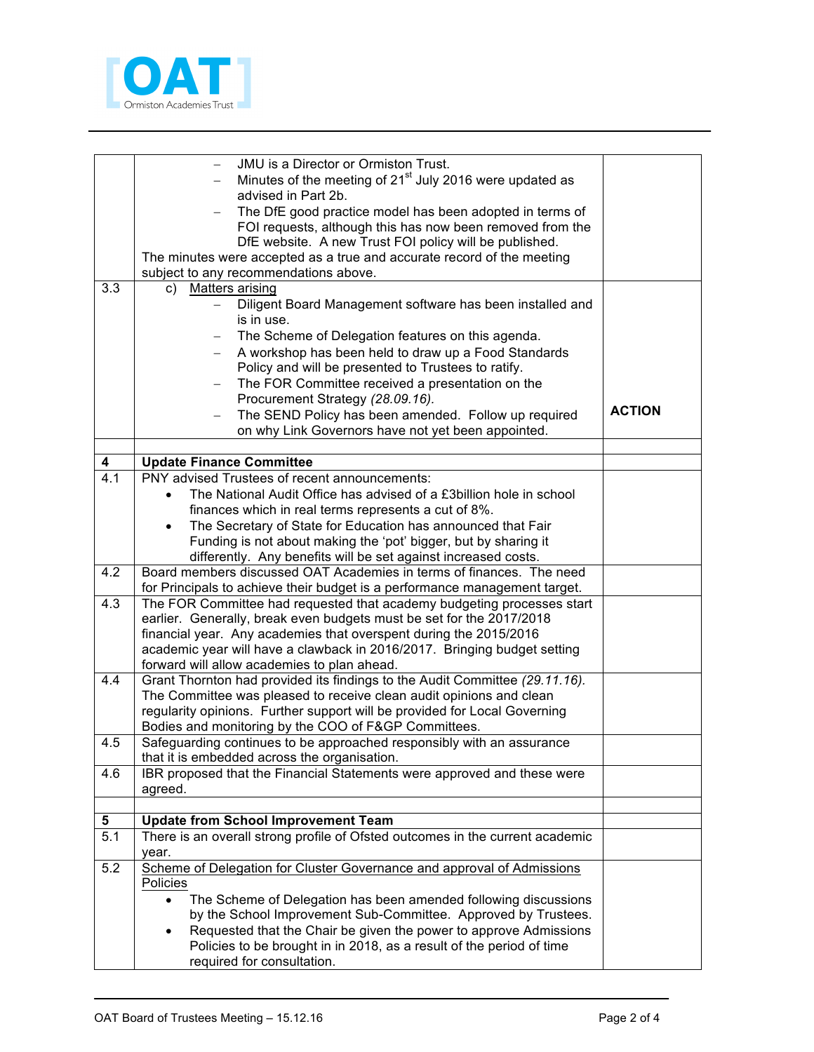| | | |
|---|---|---|
| | – JMU is a Director or Ormiston Trust.<br>– Minutes of the meeting of 21st July 2016 were updated as advised in Part 2b.<br>– The DfE good practice model has been adopted in terms of FOI requests, although this has now been removed from the DfE website. A new Trust FOI policy will be published.<br>The minutes were accepted as a true and accurate record of the meeting subject to any recommendations above. | |
| 3.3 | c) Matters arising<br>– Diligent Board Management software has been installed and is in use.<br>– The Scheme of Delegation features on this agenda.<br>– A workshop has been held to draw up a Food Standards Policy and will be presented to Trustees to ratify.<br>– The FOR Committee received a presentation on the Procurement Strategy *(28.09.16)*.<br>– The SEND Policy has been amended. Follow up required on why Link Governors have not yet been appointed. | **ACTION** |
| | | |
| **4** | **Update Finance Committee** | |
| 4.1 | PNY advised Trustees of recent announcements:<br>• The National Audit Office has advised of a £3billion hole in school finances which in real terms represents a cut of 8%.<br>• The Secretary of State for Education has announced that Fair Funding is not about making the 'pot' bigger, but by sharing it differently. Any benefits will be set against increased costs. | |
| 4.2 | Board members discussed OAT Academies in terms of finances. The need for Principals to achieve their budget is a performance management target. | |
| 4.3 | The FOR Committee had requested that academy budgeting processes start earlier. Generally, break even budgets must be set for the 2017/2018 financial year. Any academies that overspent during the 2015/2016 academic year will have a clawback in 2016/2017. Bringing budget setting forward will allow academies to plan ahead. | |
| 4.4 | Grant Thornton had provided its findings to the Audit Committee *(29.11.16)*. The Committee was pleased to receive clean audit opinions and clean regularity opinions. Further support will be provided for Local Governing Bodies and monitoring by the COO of F&GP Committees. | |
| 4.5 | Safeguarding continues to be approached responsibly with an assurance that it is embedded across the organisation. | |
| 4.6 | IBR proposed that the Financial Statements were approved and these were agreed. | |
| | | |
| **5** | **Update from School Improvement Team** | |
| 5.1 | There is an overall strong profile of Ofsted outcomes in the current academic year. | |
| 5.2 | Scheme of Delegation for Cluster Governance and approval of Admissions Policies<br>• The Scheme of Delegation has been amended following discussions by the School Improvement Sub-Committee. Approved by Trustees.<br>• Requested that the Chair be given the power to approve Admissions Policies to be brought in in 2018, as a result of the period of time required for consultation. | |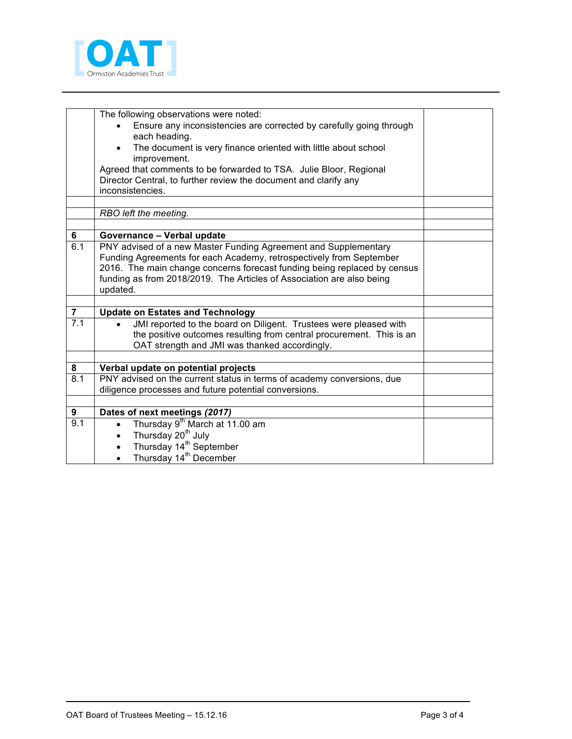| | | |
|---|---|---|
| | The following observations were noted:<br>• Ensure any inconsistencies are corrected by carefully going through each heading.<br>• The document is very finance oriented with little about school improvement.<br>Agreed that comments to be forwarded to TSA. Julie Bloor, Regional Director Central, to further review the document and clarify any inconsistencies. | |
| | | |
| | *RBO left the meeting.* | |
| | | |
| **6** | **Governance – Verbal update** | |
| 6.1 | PNY advised of a new Master Funding Agreement and Supplementary Funding Agreements for each Academy, retrospectively from September 2016. The main change concerns forecast funding being replaced by census funding as from 2018/2019. The Articles of Association are also being updated. | |
| | | |
| **7** | **Update on Estates and Technology** | |
| 7.1 | • JMI reported to the board on Diligent. Trustees were pleased with the positive outcomes resulting from central procurement. This is an OAT strength and JMI was thanked accordingly. | |
| | | |
| **8** | **Verbal update on potential projects** | |
| 8.1 | PNY advised on the current status in terms of academy conversions, due diligence processes and future potential conversions. | |
| | | |
| **9** | **Dates of next meetings *(2017)*** | |
| 9.1 | • Thursday 9th March at 11.00 am<br>• Thursday 20th July<br>• Thursday 14th September<br>• Thursday 14th December | |